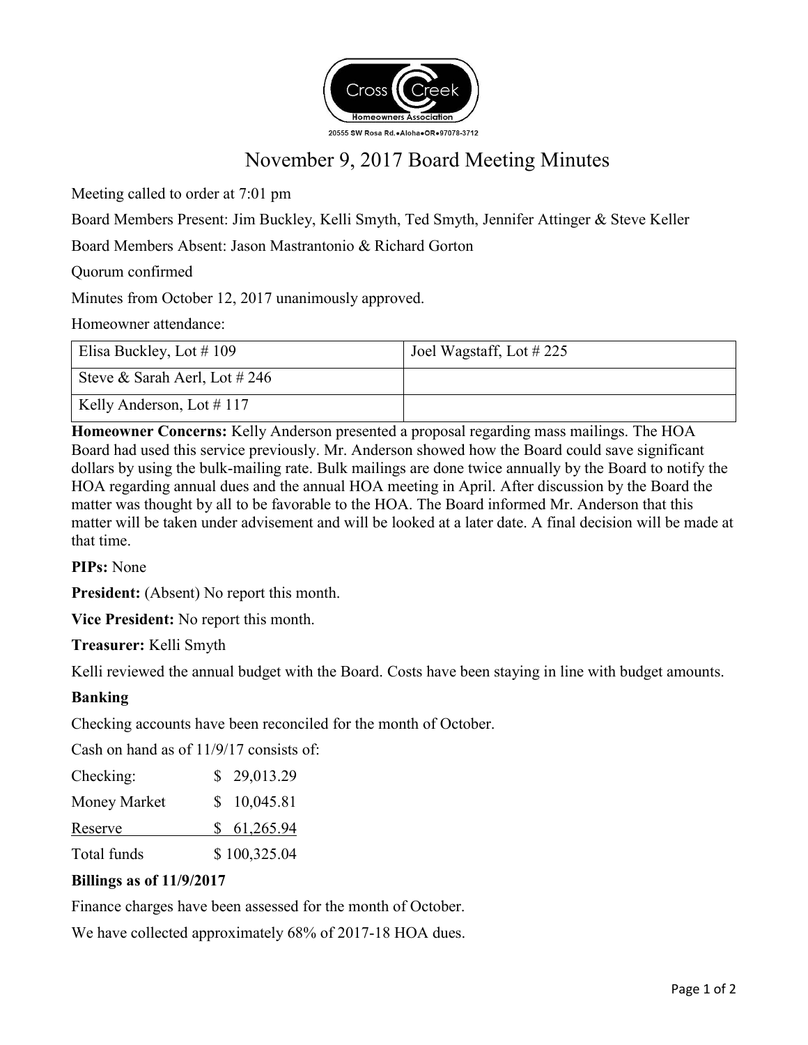Cross Creek Homeowners Association

20555 SW Rosa Rd.•Aloha•OR•97078-3712

# November 9, 2017 Board Meeting Minutes

Meeting called to order at 7:01 pm

Board Members Present: Jim Buckley, Kelli Smyth, Ted Smyth, Jennifer Attinger & Steve Keller

Board Members Absent: Jason Mastrantonio & Richard Gorton

Quorum confirmed

Minutes from October 12, 2017 unanimously approved.

Homeowner attendance:

| | |
|---|---|
| Elisa Buckley, Lot # 109 | Joel Wagstaff, Lot # 225 |
| Steve & Sarah Aerl, Lot # 246 | |
| Kelly Anderson, Lot # 117 | |

**Homeowner Concerns:** Kelly Anderson presented a proposal regarding mass mailings. The HOA Board had used this service previously. Mr. Anderson showed how the Board could save significant dollars by using the bulk-mailing rate. Bulk mailings are done twice annually by the Board to notify the HOA regarding annual dues and the annual HOA meeting in April. After discussion by the Board the matter was thought by all to be favorable to the HOA. The Board informed Mr. Anderson that this matter will be taken under advisement and will be looked at a later date. A final decision will be made at that time.

**PIPs:** None

**President:** (Absent) No report this month.

**Vice President:** No report this month.

**Treasurer:** Kelli Smyth

Kelli reviewed the annual budget with the Board. Costs have been staying in line with budget amounts.

**Banking**

Checking accounts have been reconciled for the month of October.

Cash on hand as of 11/9/17 consists of:

| | |
|---|---|
| Checking: | $ 29,013.29 |
| Money Market | $ 10,045.81 |
| Reserve | $ 61,265.94 |
| Total funds | $ 100,325.04 |

**Billings as of 11/9/2017**

Finance charges have been assessed for the month of October.

We have collected approximately 68% of 2017-18 HOA dues.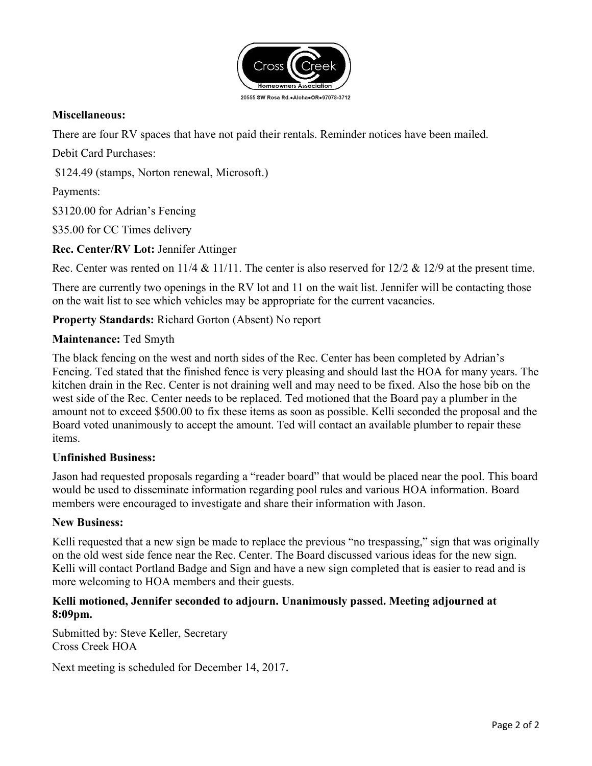Cross Creek Homeowners Association
20555 SW Rosa Rd.•Aloha•OR•97078-3712

**Miscellaneous:**

There are four RV spaces that have not paid their rentals. Reminder notices have been mailed.

Debit Card Purchases:

$124.49 (stamps, Norton renewal, Microsoft.)

Payments:

$3120.00 for Adrian's Fencing

$35.00 for CC Times delivery

**Rec. Center/RV Lot:** Jennifer Attinger

Rec. Center was rented on 11/4 & 11/11. The center is also reserved for 12/2 & 12/9 at the present time.

There are currently two openings in the RV lot and 11 on the wait list. Jennifer will be contacting those on the wait list to see which vehicles may be appropriate for the current vacancies.

**Property Standards:** Richard Gorton (Absent) No report

**Maintenance:** Ted Smyth

The black fencing on the west and north sides of the Rec. Center has been completed by Adrian's Fencing. Ted stated that the finished fence is very pleasing and should last the HOA for many years. The kitchen drain in the Rec. Center is not draining well and may need to be fixed. Also the hose bib on the west side of the Rec. Center needs to be replaced. Ted motioned that the Board pay a plumber in the amount not to exceed $500.00 to fix these items as soon as possible. Kelli seconded the proposal and the Board voted unanimously to accept the amount. Ted will contact an available plumber to repair these items.

**Unfinished Business:**

Jason had requested proposals regarding a "reader board" that would be placed near the pool. This board would be used to disseminate information regarding pool rules and various HOA information. Board members were encouraged to investigate and share their information with Jason.

**New Business:**

Kelli requested that a new sign be made to replace the previous "no trespassing," sign that was originally on the old west side fence near the Rec. Center. The Board discussed various ideas for the new sign. Kelli will contact Portland Badge and Sign and have a new sign completed that is easier to read and is more welcoming to HOA members and their guests.

**Kelli motioned, Jennifer seconded to adjourn. Unanimously passed. Meeting adjourned at 8:09pm.**

Submitted by: Steve Keller, Secretary
Cross Creek HOA

Next meeting is scheduled for December 14, 2017.